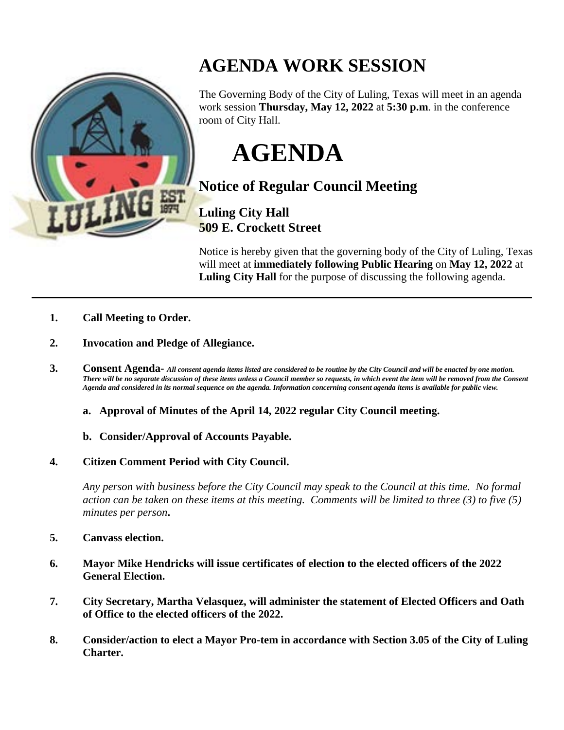# AGENDA WORK SESSION

The Governing Body of the City of Luling, Texas will meet in an agenda work session **Thursday, May 12, 2022** at **5:30 p.m**. in the conference room of City Hall.

# AGENDA

## Notice of Regular Council Meeting

### Luling City Hall
### 509 E. Crockett Street

Notice is hereby given that the governing body of the City of Luling, Texas will meet at **immediately following Public Hearing** on **May 12, 2022** at **Luling City Hall** for the purpose of discussing the following agenda.

---

1. **Call Meeting to Order.**

2. **Invocation and Pledge of Allegiance.**

3. **Consent Agenda-** ***All consent agenda items listed are considered to be routine by the City Council and will be enacted by one motion. There will be no separate discussion of these items unless a Council member so requests, in which event the item will be removed from the Consent Agenda and considered in its normal sequence on the agenda. Information concerning consent agenda items is available for public view.***

   a. **Approval of Minutes of the April 14, 2022 regular City Council meeting.**

   b. **Consider/Approval of Accounts Payable.**

4. **Citizen Comment Period with City Council.**

   *Any person with business before the City Council may speak to the Council at this time. No formal action can be taken on these items at this meeting. Comments will be limited to three (3) to five (5) minutes per person*.

5. **Canvass election.**

6. **Mayor Mike Hendricks will issue certificates of election to the elected officers of the 2022 General Election.**

7. **City Secretary, Martha Velasquez, will administer the statement of Elected Officers and Oath of Office to the elected officers of the 2022.**

8. **Consider/action to elect a Mayor Pro-tem in accordance with Section 3.05 of the City of Luling Charter.**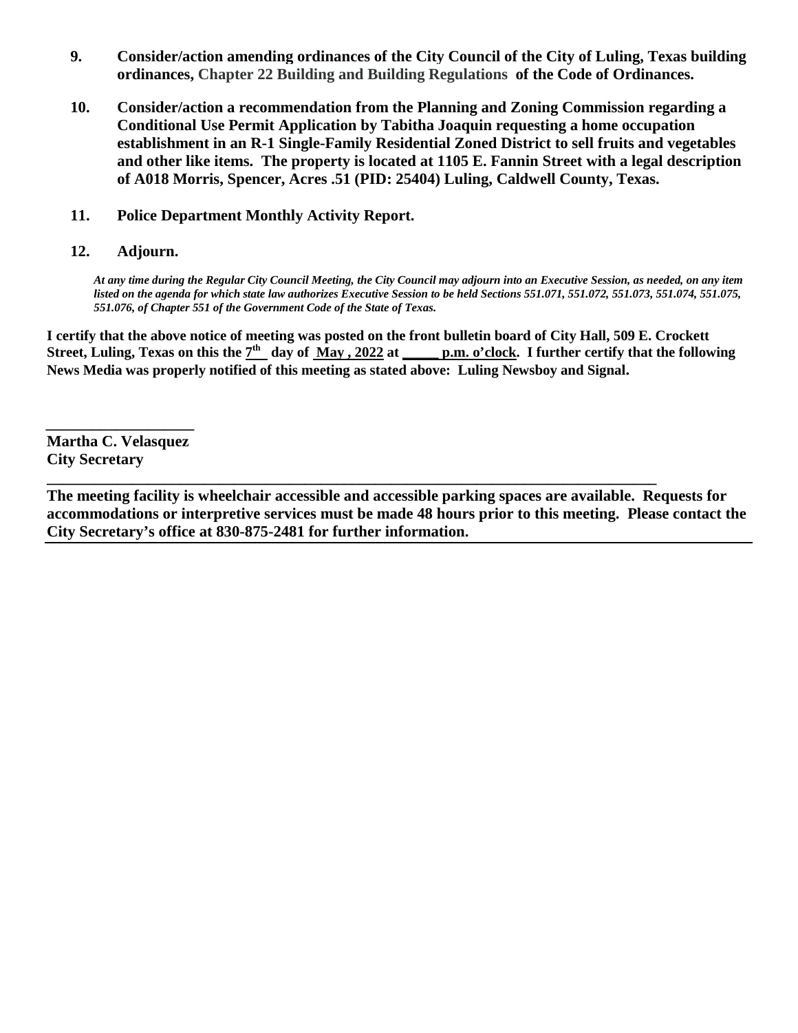9. **Consider/action amending ordinances of the City Council of the City of Luling, Texas building ordinances, Chapter 22 Building and Building Regulations of the Code of Ordinances.**

10. **Consider/action a recommendation from the Planning and Zoning Commission regarding a Conditional Use Permit Application by Tabitha Joaquin requesting a home occupation establishment in an R-1 Single-Family Residential Zoned District to sell fruits and vegetables and other like items. The property is located at 1105 E. Fannin Street with a legal description of A018 Morris, Spencer, Acres .51 (PID: 25404) Luling, Caldwell County, Texas.**

11. **Police Department Monthly Activity Report.**

12. **Adjourn.**

***At any time during the Regular City Council Meeting, the City Council may adjourn into an Executive Session, as needed, on any item listed on the agenda for which state law authorizes Executive Session to be held Sections 551.071, 551.072, 551.073, 551.074, 551.075, 551.076, of Chapter 551 of the Government Code of the State of Texas.***

**I certify that the above notice of meeting was posted on the front bulletin board of City Hall, 509 E. Crockett Street, Luling, Texas on this the 7th day of May , 2022 at _____ p.m. o'clock. I further certify that the following News Media was properly notified of this meeting as stated above: Luling Newsboy and Signal.**

__________________

**Martha C. Velasquez**
**City Secretary**

**The meeting facility is wheelchair accessible and accessible parking spaces are available. Requests for accommodations or interpretive services must be made 48 hours prior to this meeting. Please contact the City Secretary's office at 830-875-2481 for further information.**